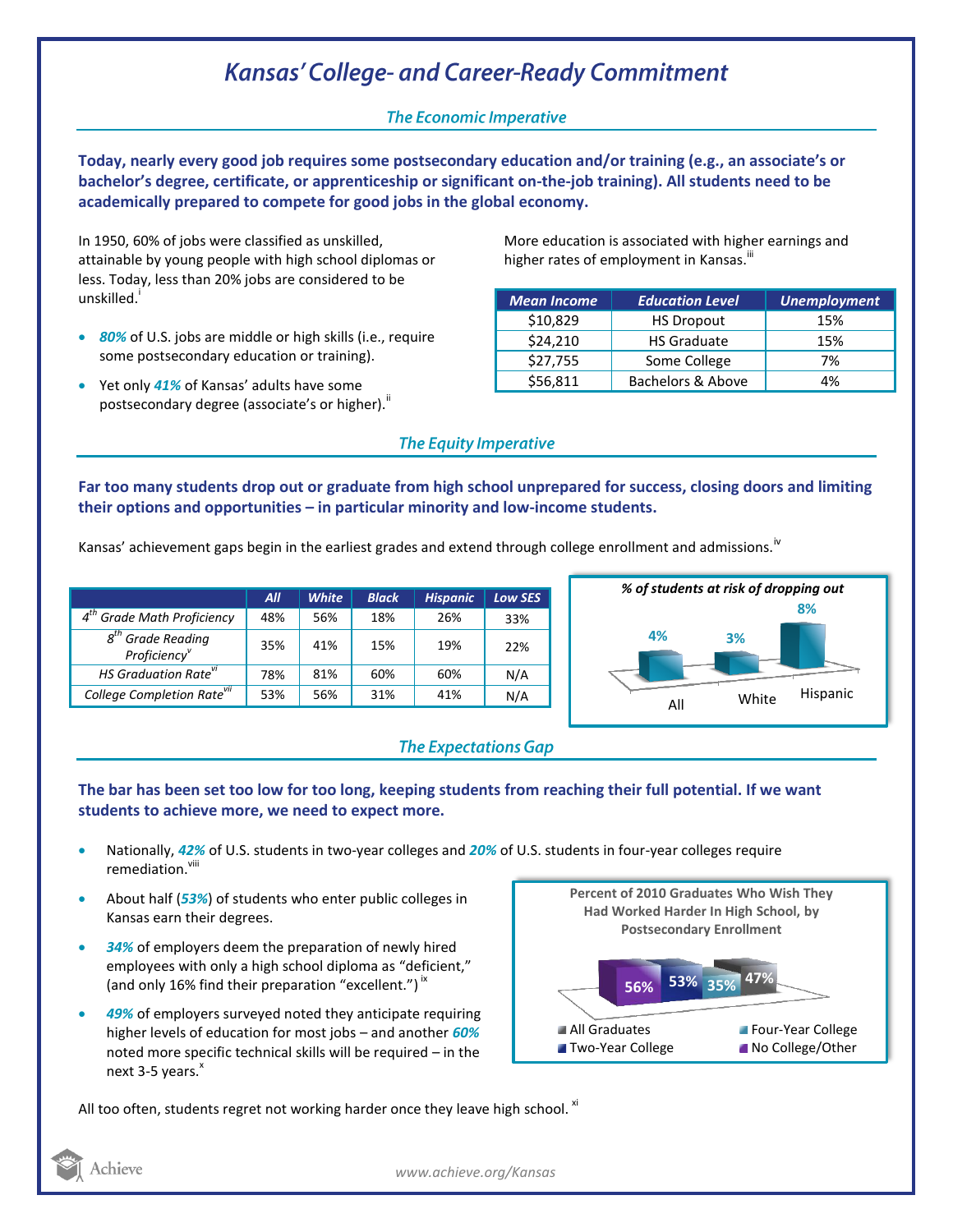# *Kansas' College- and Career-Ready Commitment*

## *The Economic Imperative*

**Today, nearly every good job requires some postsecondary education and/or training (e.g., an associate's or bachelor's degree, certificate, or apprenticeship or significant on-the-job training). All students need to be academically prepared to compete for good jobs in the global economy.**

In 1950, 60% of jobs were classified as unskilled, attainable by young people with high school diplomas or less. Today, less than 20% jobs are considered to be unskilled.[i]

- ***80%*** of U.S. jobs are middle or high skills (i.e., require some postsecondary education or training).
- Yet only ***41%*** of Kansas' adults have some postsecondary degree (associate's or higher).[ii]

More education is associated with higher earnings and higher rates of employment in Kansas.[iii]

| Mean Income | Education Level | Unemployment |
|---|---|---|
| $10,829 | HS Dropout | 15% |
| $24,210 | HS Graduate | 15% |
| $27,755 | Some College | 7% |
| $56,811 | Bachelors & Above | 4% |

## *The Equity Imperative*

**Far too many students drop out or graduate from high school unprepared for success, closing doors and limiting their options and opportunities – in particular minority and low-income students.**

Kansas' achievement gaps begin in the earliest grades and extend through college enrollment and admissions.[iv]

| | All | White | Black | Hispanic | Low SES |
|---|---|---|---|---|---|
| *4th Grade Math Proficiency* | 48% | 56% | 18% | 26% | 33% |
| *8th Grade Reading Proficiency*[v] | 35% | 41% | 15% | 19% | 22% |
| *HS Graduation Rate*[vi] | 78% | 81% | 60% | 60% | N/A |
| *College Completion Rate*[vii] | 53% | 56% | 31% | 41% | N/A |

*% of students at risk of dropping out*

| All | White | Hispanic |
|---|---|---|
| 4% | 3% | 8% |

## *The Expectations Gap*

**The bar has been set too low for too long, keeping students from reaching their full potential. If we want students to achieve more, we need to expect more.**

- Nationally, ***42%*** of U.S. students in two-year colleges and ***20%*** of U.S. students in four-year colleges require remediation.[viii]
- About half (***53%***) of students who enter public colleges in Kansas earn their degrees.
- ***34%*** of employers deem the preparation of newly hired employees with only a high school diploma as "deficient," (and only 16% find their preparation "excellent.")[ix]
- ***49%*** of employers surveyed noted they anticipate requiring higher levels of education for most jobs – and another ***60%*** noted more specific technical skills will be required – in the next 3-5 years.[x]

**Percent of 2010 Graduates Who Wish They Had Worked Harder In High School, by Postsecondary Enrollment**

| No College/Other | Two-Year College | Four-Year College | All Graduates |
|---|---|---|---|
| 56% | 53% | 35% | 47% |

All too often, students regret not working harder once they leave high school.[xi]

www.achieve.org/Kansas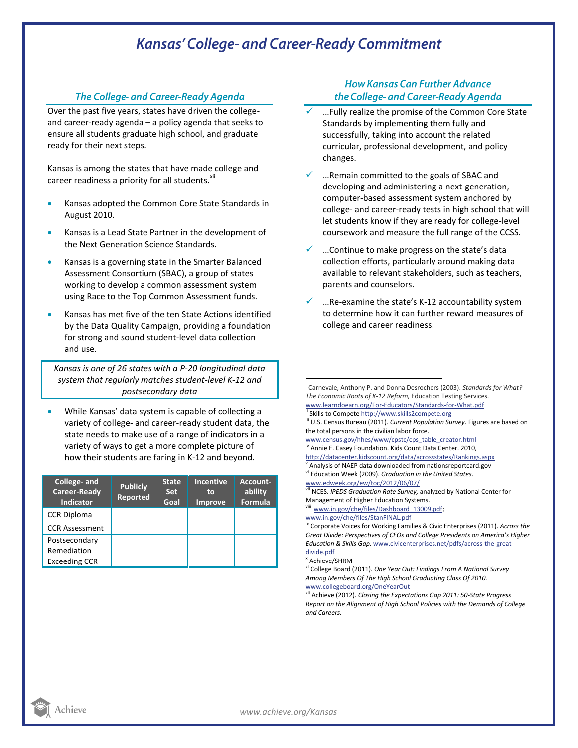# Kansas' College- and Career-Ready Commitment

## The College- and Career-Ready Agenda

Over the past five years, states have driven the college- and career-ready agenda – a policy agenda that seeks to ensure all students graduate high school, and graduate ready for their next steps.

Kansas is among the states that have made college and career readiness a priority for all students.[xii]

- Kansas adopted the Common Core State Standards in August 2010.
- Kansas is a Lead State Partner in the development of the Next Generation Science Standards.
- Kansas is a governing state in the Smarter Balanced Assessment Consortium (SBAC), a group of states working to develop a common assessment system using Race to the Top Common Assessment funds.
- Kansas has met five of the ten State Actions identified by the Data Quality Campaign, providing a foundation for strong and sound student-level data collection and use.

*Kansas is one of 26 states with a P-20 longitudinal data system that regularly matches student-level K-12 and postsecondary data*

- While Kansas' data system is capable of collecting a variety of college- and career-ready student data, the state needs to make use of a range of indicators in a variety of ways to get a more complete picture of how their students are faring in K-12 and beyond.

| College- and Career-Ready Indicator | Publicly Reported | State Set Goal | Incentive to Improve | Account-ability Formula |
|---|---|---|---|---|
| CCR Diploma | | | | |
| CCR Assessment | | | | |
| Postsecondary Remediation | | | | |
| Exceeding CCR | | | | |

## How Kansas Can Further Advance the College- and Career-Ready Agenda

- ✓ …Fully realize the promise of the Common Core State Standards by implementing them fully and successfully, taking into account the related curricular, professional development, and policy changes.
- ✓ …Remain committed to the goals of SBAC and developing and administering a next-generation, computer-based assessment system anchored by college- and career-ready tests in high school that will let students know if they are ready for college-level coursework and measure the full range of the CCSS.
- ✓ …Continue to make progress on the state's data collection efforts, particularly around making data available to relevant stakeholders, such as teachers, parents and counselors.
- ✓ …Re-examine the state's K-12 accountability system to determine how it can further reward measures of college and career readiness.

---

[i] Carnevale, Anthony P. and Donna Desrochers (2003). *Standards for What? The Economic Roots of K-12 Reform,* Education Testing Services. www.learndoearn.org/For-Educators/Standards-for-What.pdf

[ii] Skills to Compete http://www.skills2compete.org

[iii] U.S. Census Bureau (2011). *Current Population Survey*. Figures are based on the total persons in the civilian labor force. www.census.gov/hhes/www/cpstc/cps_table_creator.html

[iv] Annie E. Casey Foundation. Kids Count Data Center. 2010, http://datacenter.kidscount.org/data/acrossstates/Rankings.aspx

[v] Analysis of NAEP data downloaded from nationsreportcard.gov

[vi] Education Week (2009). *Graduation in the United States*. www.edweek.org/ew/toc/2012/06/07/

[vii] NCES. *IPEDS Graduation Rate Survey,* analyzed by National Center for Management of Higher Education Systems.

[viii] www.in.gov/che/files/Dashboard_13009.pdf; www.in.gov/che/files/StanFINAL.pdf

[ix] Corporate Voices for Working Families & Civic Enterprises (2011). *Across the Great Divide: Perspectives of CEOs and College Presidents on America's Higher Education & Skills Gap.* www.civicenterprises.net/pdfs/across-the-great-divide.pdf

[x] Achieve/SHRM

[xi] College Board (2011). *One Year Out: Findings From A National Survey Among Members Of The High School Graduating Class Of 2010.* www.collegeboard.org/OneYearOut

[xii] Achieve (2012). *Closing the Expectations Gap 2011: 50-State Progress Report on the Alignment of High School Policies with the Demands of College and Careers.*

Achieve

*www.achieve.org/Kansas*